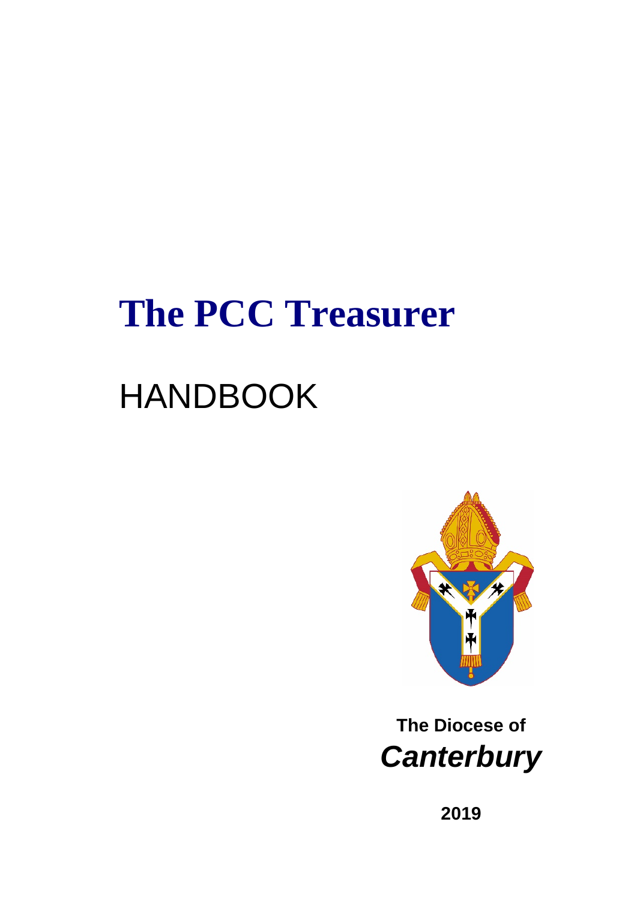# The PCC Treasurer

HANDBOOK

**The Diocese of**

***Canterbury***

**2019**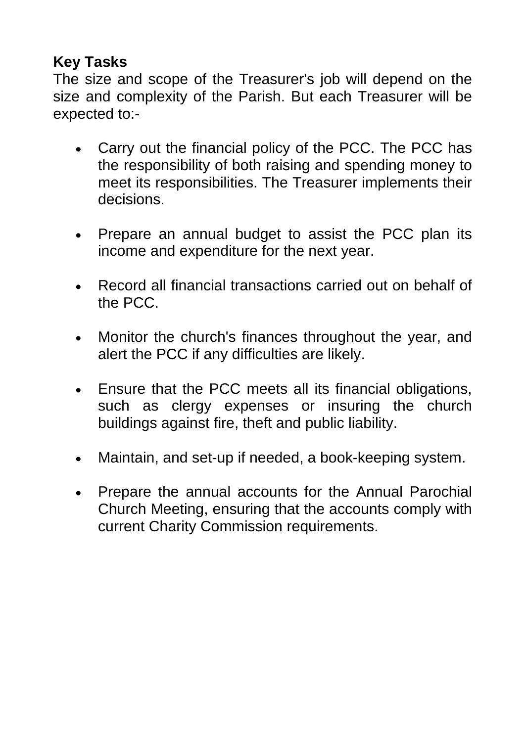**Key Tasks**

The size and scope of the Treasurer's job will depend on the size and complexity of the Parish. But each Treasurer will be expected to:-

- Carry out the financial policy of the PCC. The PCC has the responsibility of both raising and spending money to meet its responsibilities. The Treasurer implements their decisions.

- Prepare an annual budget to assist the PCC plan its income and expenditure for the next year.

- Record all financial transactions carried out on behalf of the PCC.

- Monitor the church's finances throughout the year, and alert the PCC if any difficulties are likely.

- Ensure that the PCC meets all its financial obligations, such as clergy expenses or insuring the church buildings against fire, theft and public liability.

- Maintain, and set-up if needed, a book-keeping system.

- Prepare the annual accounts for the Annual Parochial Church Meeting, ensuring that the accounts comply with current Charity Commission requirements.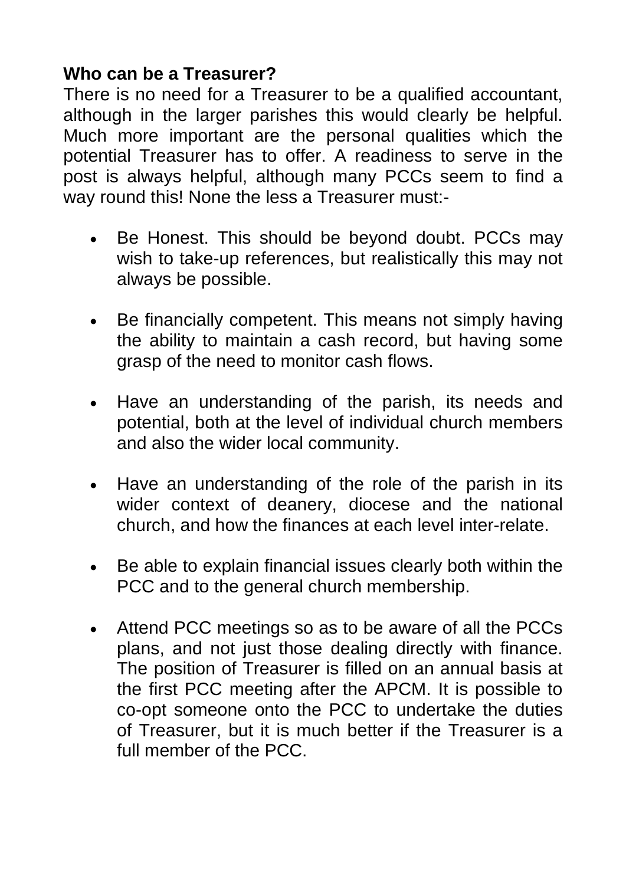**Who can be a Treasurer?**

There is no need for a Treasurer to be a qualified accountant, although in the larger parishes this would clearly be helpful. Much more important are the personal qualities which the potential Treasurer has to offer. A readiness to serve in the post is always helpful, although many PCCs seem to find a way round this! None the less a Treasurer must:-

- Be Honest. This should be beyond doubt. PCCs may wish to take-up references, but realistically this may not always be possible.
- Be financially competent. This means not simply having the ability to maintain a cash record, but having some grasp of the need to monitor cash flows.
- Have an understanding of the parish, its needs and potential, both at the level of individual church members and also the wider local community.
- Have an understanding of the role of the parish in its wider context of deanery, diocese and the national church, and how the finances at each level inter-relate.
- Be able to explain financial issues clearly both within the PCC and to the general church membership.
- Attend PCC meetings so as to be aware of all the PCCs plans, and not just those dealing directly with finance. The position of Treasurer is filled on an annual basis at the first PCC meeting after the APCM. It is possible to co-opt someone onto the PCC to undertake the duties of Treasurer, but it is much better if the Treasurer is a full member of the PCC.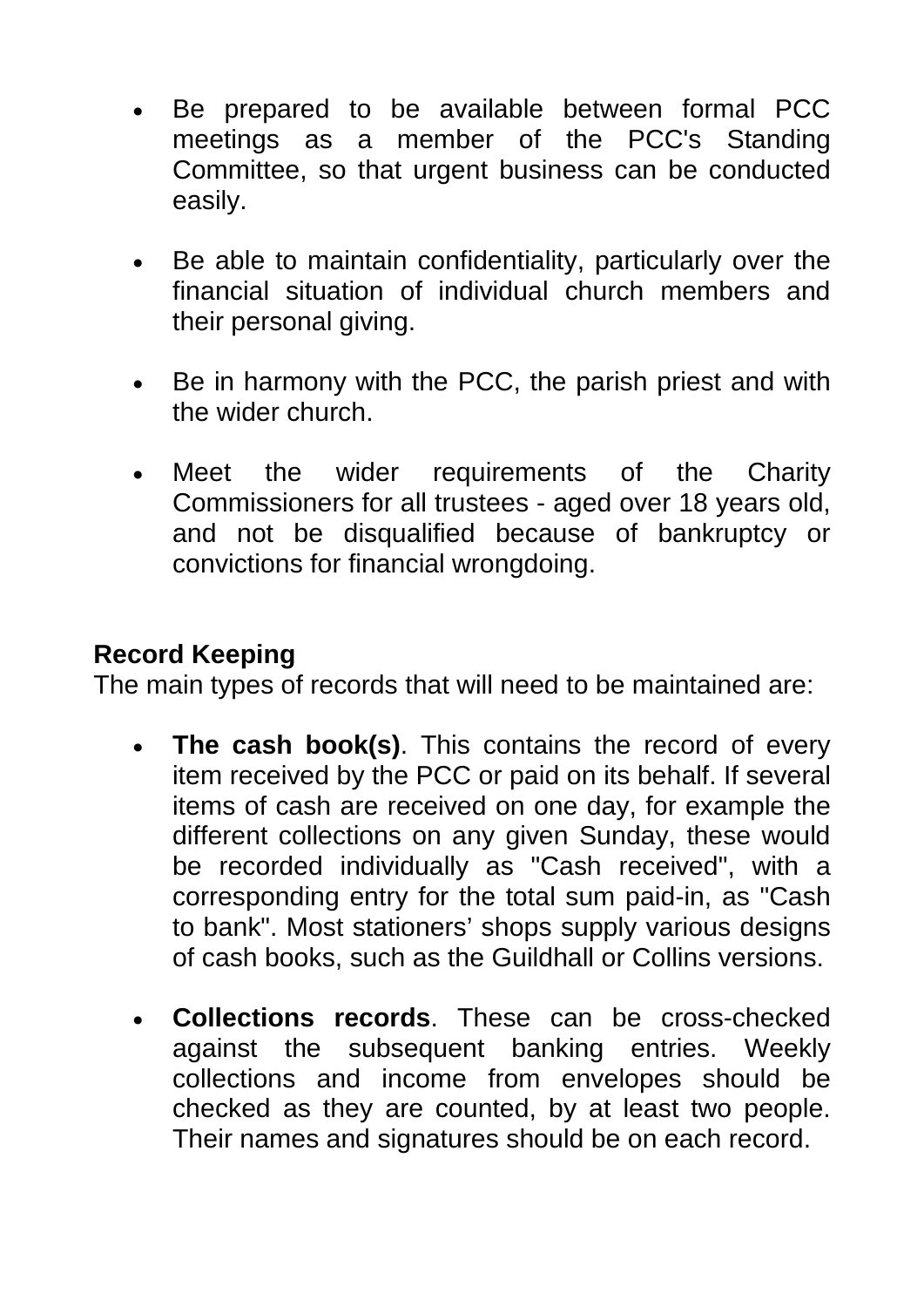- Be prepared to be available between formal PCC meetings as a member of the PCC's Standing Committee, so that urgent business can be conducted easily.

- Be able to maintain confidentiality, particularly over the financial situation of individual church members and their personal giving.

- Be in harmony with the PCC, the parish priest and with the wider church.

- Meet the wider requirements of the Charity Commissioners for all trustees - aged over 18 years old, and not be disqualified because of bankruptcy or convictions for financial wrongdoing.

**Record Keeping**

The main types of records that will need to be maintained are:

- **The cash book(s)**. This contains the record of every item received by the PCC or paid on its behalf. If several items of cash are received on one day, for example the different collections on any given Sunday, these would be recorded individually as "Cash received", with a corresponding entry for the total sum paid-in, as "Cash to bank". Most stationers' shops supply various designs of cash books, such as the Guildhall or Collins versions.

- **Collections records**. These can be cross-checked against the subsequent banking entries. Weekly collections and income from envelopes should be checked as they are counted, by at least two people. Their names and signatures should be on each record.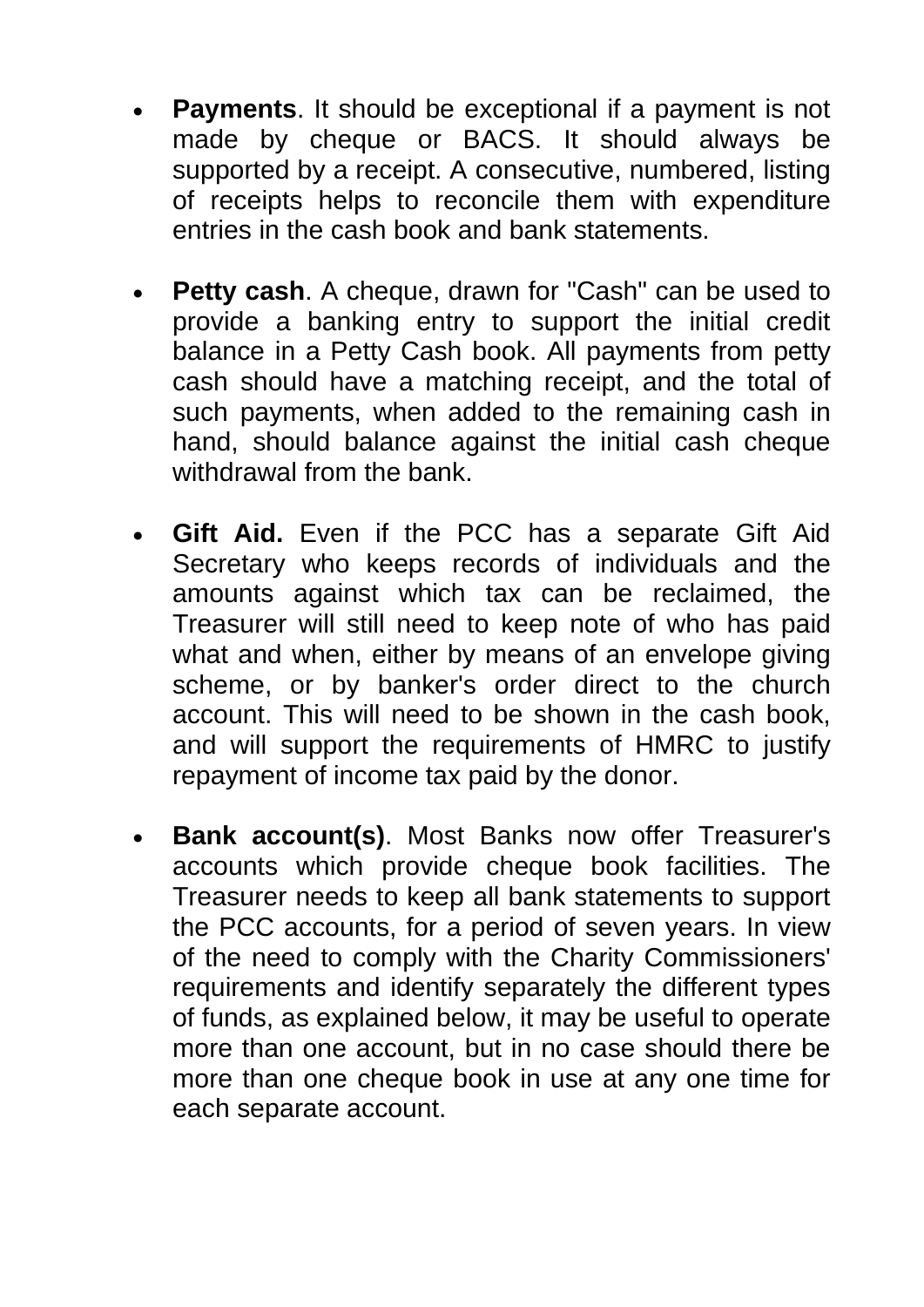- **Payments**. It should be exceptional if a payment is not made by cheque or BACS. It should always be supported by a receipt. A consecutive, numbered, listing of receipts helps to reconcile them with expenditure entries in the cash book and bank statements.

- **Petty cash**. A cheque, drawn for "Cash" can be used to provide a banking entry to support the initial credit balance in a Petty Cash book. All payments from petty cash should have a matching receipt, and the total of such payments, when added to the remaining cash in hand, should balance against the initial cash cheque withdrawal from the bank.

- **Gift Aid.** Even if the PCC has a separate Gift Aid Secretary who keeps records of individuals and the amounts against which tax can be reclaimed, the Treasurer will still need to keep note of who has paid what and when, either by means of an envelope giving scheme, or by banker's order direct to the church account. This will need to be shown in the cash book, and will support the requirements of HMRC to justify repayment of income tax paid by the donor.

- **Bank account(s)**. Most Banks now offer Treasurer's accounts which provide cheque book facilities. The Treasurer needs to keep all bank statements to support the PCC accounts, for a period of seven years. In view of the need to comply with the Charity Commissioners' requirements and identify separately the different types of funds, as explained below, it may be useful to operate more than one account, but in no case should there be more than one cheque book in use at any one time for each separate account.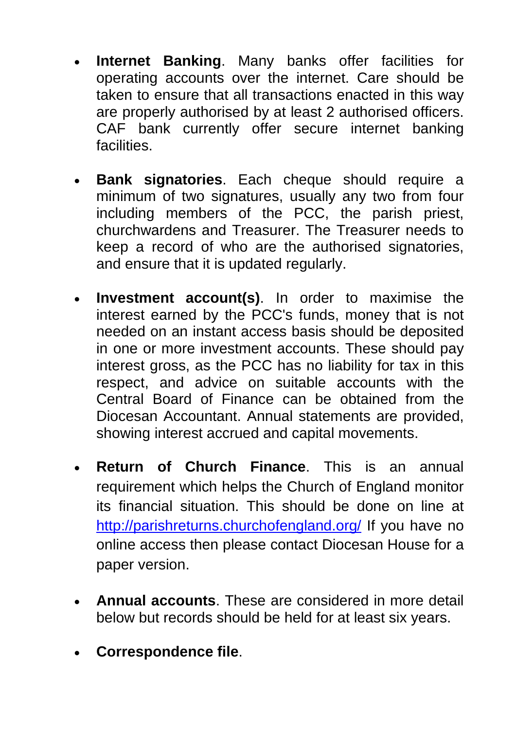- **Internet Banking**. Many banks offer facilities for operating accounts over the internet. Care should be taken to ensure that all transactions enacted in this way are properly authorised by at least 2 authorised officers. CAF bank currently offer secure internet banking facilities.

- **Bank signatories**. Each cheque should require a minimum of two signatures, usually any two from four including members of the PCC, the parish priest, churchwardens and Treasurer. The Treasurer needs to keep a record of who are the authorised signatories, and ensure that it is updated regularly.

- **Investment account(s)**. In order to maximise the interest earned by the PCC's funds, money that is not needed on an instant access basis should be deposited in one or more investment accounts. These should pay interest gross, as the PCC has no liability for tax in this respect, and advice on suitable accounts with the Central Board of Finance can be obtained from the Diocesan Accountant. Annual statements are provided, showing interest accrued and capital movements.

- **Return of Church Finance**. This is an annual requirement which helps the Church of England monitor its financial situation. This should be done on line at [http://parishreturns.churchofengland.org/](http://parishreturns.churchofengland.org/) If you have no online access then please contact Diocesan House for a paper version.

- **Annual accounts**. These are considered in more detail below but records should be held for at least six years.

- **Correspondence file**.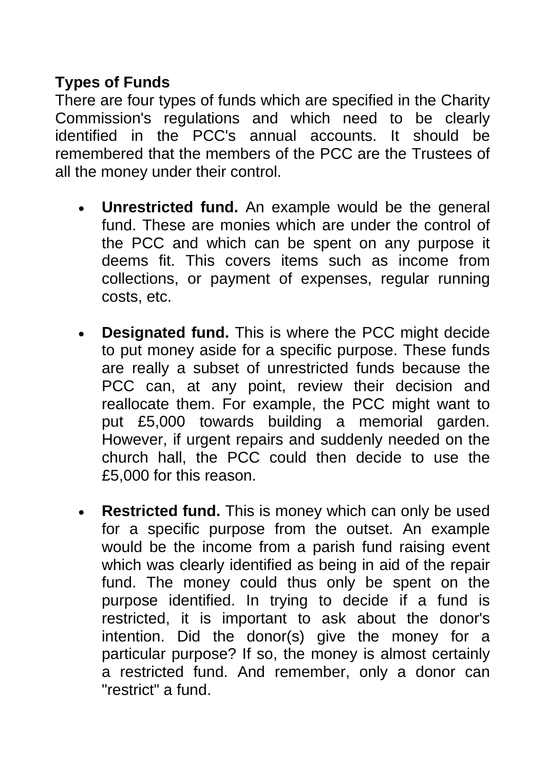**Types of Funds**

There are four types of funds which are specified in the Charity Commission's regulations and which need to be clearly identified in the PCC's annual accounts. It should be remembered that the members of the PCC are the Trustees of all the money under their control.

- **Unrestricted fund.** An example would be the general fund. These are monies which are under the control of the PCC and which can be spent on any purpose it deems fit. This covers items such as income from collections, or payment of expenses, regular running costs, etc.

- **Designated fund.** This is where the PCC might decide to put money aside for a specific purpose. These funds are really a subset of unrestricted funds because the PCC can, at any point, review their decision and reallocate them. For example, the PCC might want to put £5,000 towards building a memorial garden. However, if urgent repairs and suddenly needed on the church hall, the PCC could then decide to use the £5,000 for this reason.

- **Restricted fund.** This is money which can only be used for a specific purpose from the outset. An example would be the income from a parish fund raising event which was clearly identified as being in aid of the repair fund. The money could thus only be spent on the purpose identified. In trying to decide if a fund is restricted, it is important to ask about the donor's intention. Did the donor(s) give the money for a particular purpose? If so, the money is almost certainly a restricted fund. And remember, only a donor can "restrict" a fund.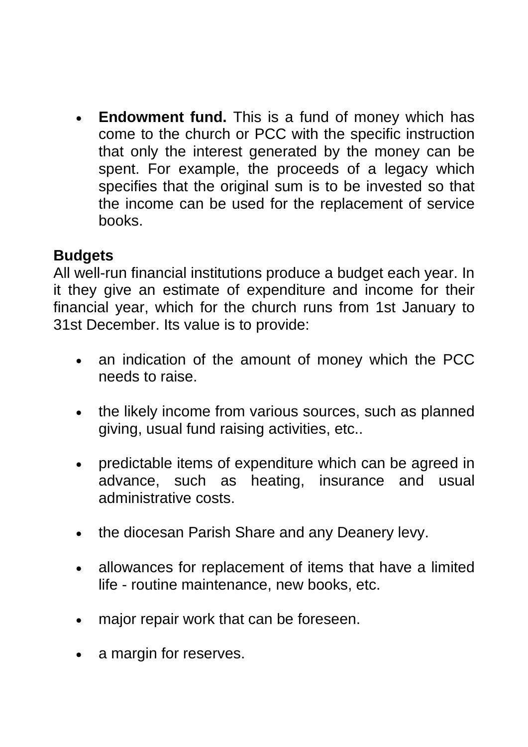- **Endowment fund.** This is a fund of money which has come to the church or PCC with the specific instruction that only the interest generated by the money can be spent. For example, the proceeds of a legacy which specifies that the original sum is to be invested so that the income can be used for the replacement of service books.

**Budgets**

All well-run financial institutions produce a budget each year. In it they give an estimate of expenditure and income for their financial year, which for the church runs from 1st January to 31st December. Its value is to provide:

- an indication of the amount of money which the PCC needs to raise.
- the likely income from various sources, such as planned giving, usual fund raising activities, etc..
- predictable items of expenditure which can be agreed in advance, such as heating, insurance and usual administrative costs.
- the diocesan Parish Share and any Deanery levy.
- allowances for replacement of items that have a limited life - routine maintenance, new books, etc.
- major repair work that can be foreseen.
- a margin for reserves.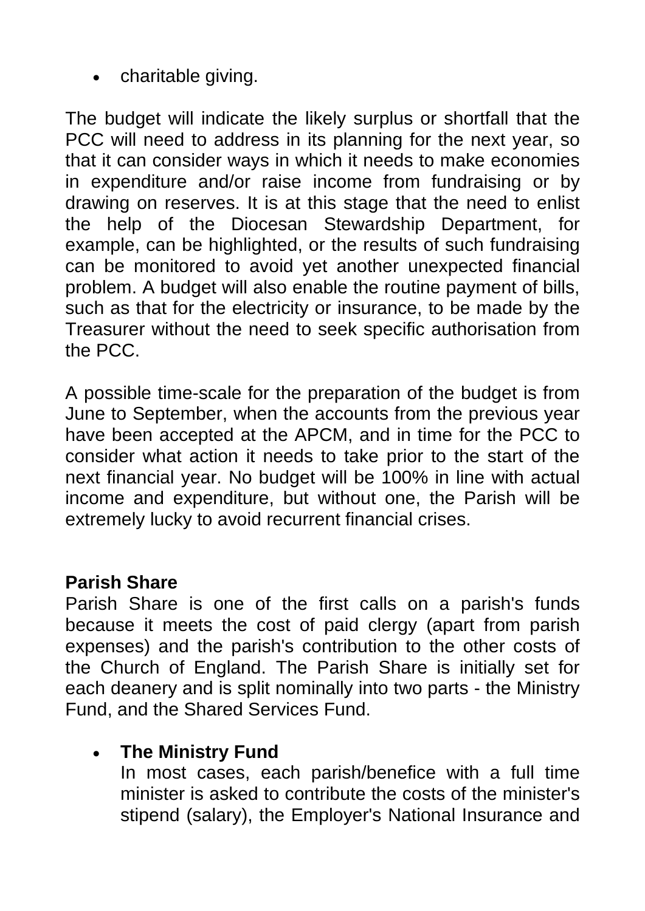- charitable giving.

The budget will indicate the likely surplus or shortfall that the PCC will need to address in its planning for the next year, so that it can consider ways in which it needs to make economies in expenditure and/or raise income from fundraising or by drawing on reserves. It is at this stage that the need to enlist the help of the Diocesan Stewardship Department, for example, can be highlighted, or the results of such fundraising can be monitored to avoid yet another unexpected financial problem. A budget will also enable the routine payment of bills, such as that for the electricity or insurance, to be made by the Treasurer without the need to seek specific authorisation from the PCC.

A possible time-scale for the preparation of the budget is from June to September, when the accounts from the previous year have been accepted at the APCM, and in time for the PCC to consider what action it needs to take prior to the start of the next financial year. No budget will be 100% in line with actual income and expenditure, but without one, the Parish will be extremely lucky to avoid recurrent financial crises.

**Parish Share**

Parish Share is one of the first calls on a parish's funds because it meets the cost of paid clergy (apart from parish expenses) and the parish's contribution to the other costs of the Church of England. The Parish Share is initially set for each deanery and is split nominally into two parts - the Ministry Fund, and the Shared Services Fund.

- **The Ministry Fund**
  In most cases, each parish/benefice with a full time minister is asked to contribute the costs of the minister's stipend (salary), the Employer's National Insurance and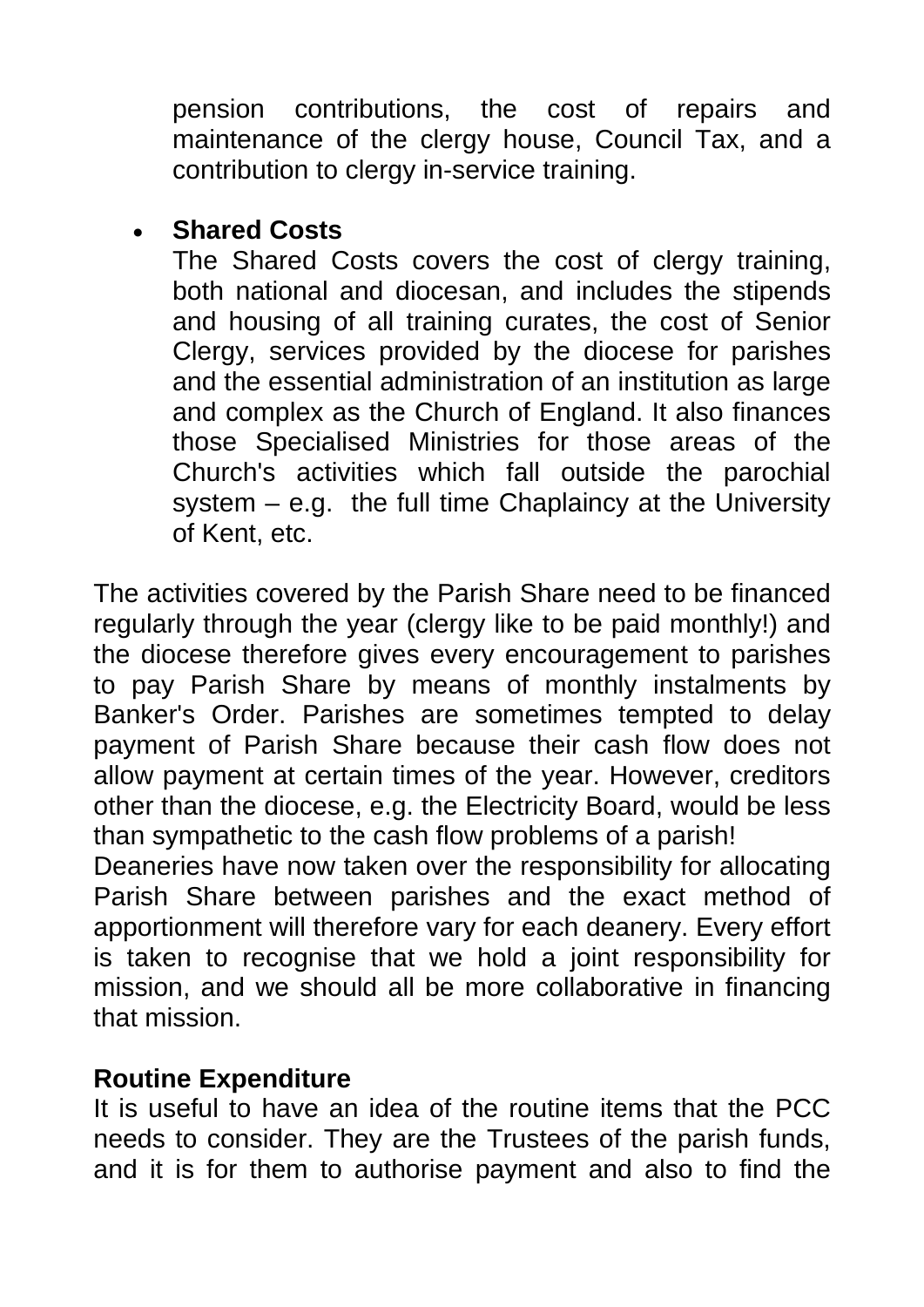pension contributions, the cost of repairs and maintenance of the clergy house, Council Tax, and a contribution to clergy in-service training.

- **Shared Costs**
  The Shared Costs covers the cost of clergy training, both national and diocesan, and includes the stipends and housing of all training curates, the cost of Senior Clergy, services provided by the diocese for parishes and the essential administration of an institution as large and complex as the Church of England. It also finances those Specialised Ministries for those areas of the Church's activities which fall outside the parochial system – e.g. the full time Chaplaincy at the University of Kent, etc.

The activities covered by the Parish Share need to be financed regularly through the year (clergy like to be paid monthly!) and the diocese therefore gives every encouragement to parishes to pay Parish Share by means of monthly instalments by Banker's Order. Parishes are sometimes tempted to delay payment of Parish Share because their cash flow does not allow payment at certain times of the year. However, creditors other than the diocese, e.g. the Electricity Board, would be less than sympathetic to the cash flow problems of a parish!
Deaneries have now taken over the responsibility for allocating Parish Share between parishes and the exact method of apportionment will therefore vary for each deanery. Every effort is taken to recognise that we hold a joint responsibility for mission, and we should all be more collaborative in financing that mission.

**Routine Expenditure**
It is useful to have an idea of the routine items that the PCC needs to consider. They are the Trustees of the parish funds, and it is for them to authorise payment and also to find the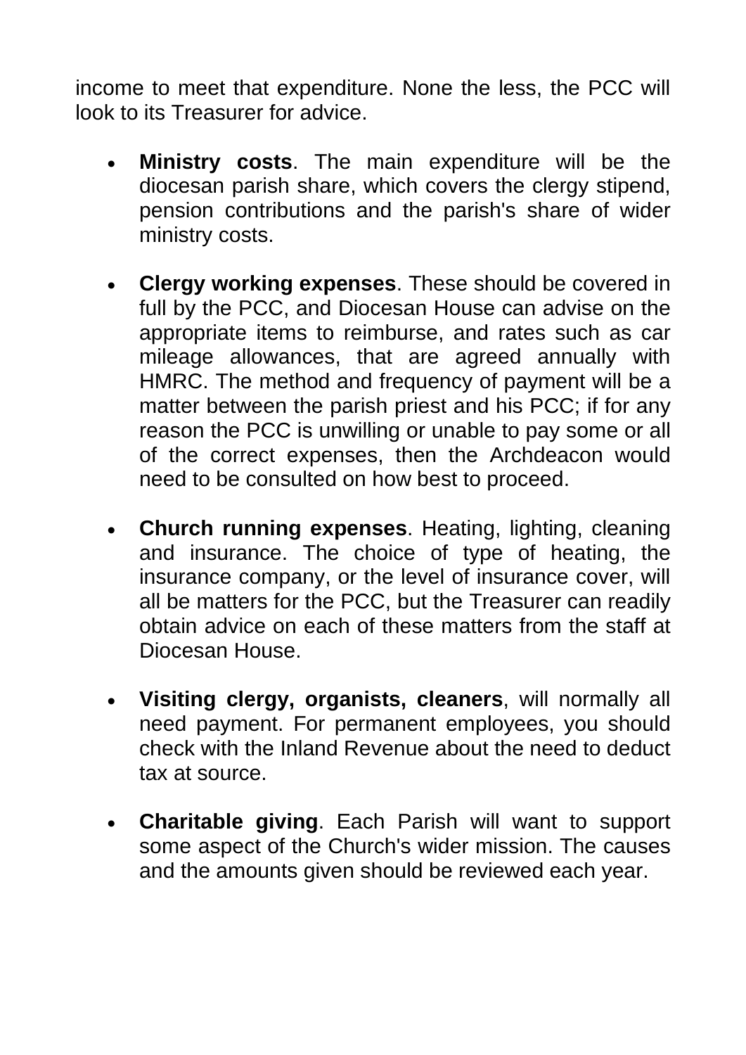income to meet that expenditure. None the less, the PCC will look to its Treasurer for advice.

- **Ministry costs**. The main expenditure will be the diocesan parish share, which covers the clergy stipend, pension contributions and the parish's share of wider ministry costs.

- **Clergy working expenses**. These should be covered in full by the PCC, and Diocesan House can advise on the appropriate items to reimburse, and rates such as car mileage allowances, that are agreed annually with HMRC. The method and frequency of payment will be a matter between the parish priest and his PCC; if for any reason the PCC is unwilling or unable to pay some or all of the correct expenses, then the Archdeacon would need to be consulted on how best to proceed.

- **Church running expenses**. Heating, lighting, cleaning and insurance. The choice of type of heating, the insurance company, or the level of insurance cover, will all be matters for the PCC, but the Treasurer can readily obtain advice on each of these matters from the staff at Diocesan House.

- **Visiting clergy, organists, cleaners**, will normally all need payment. For permanent employees, you should check with the Inland Revenue about the need to deduct tax at source.

- **Charitable giving**. Each Parish will want to support some aspect of the Church's wider mission. The causes and the amounts given should be reviewed each year.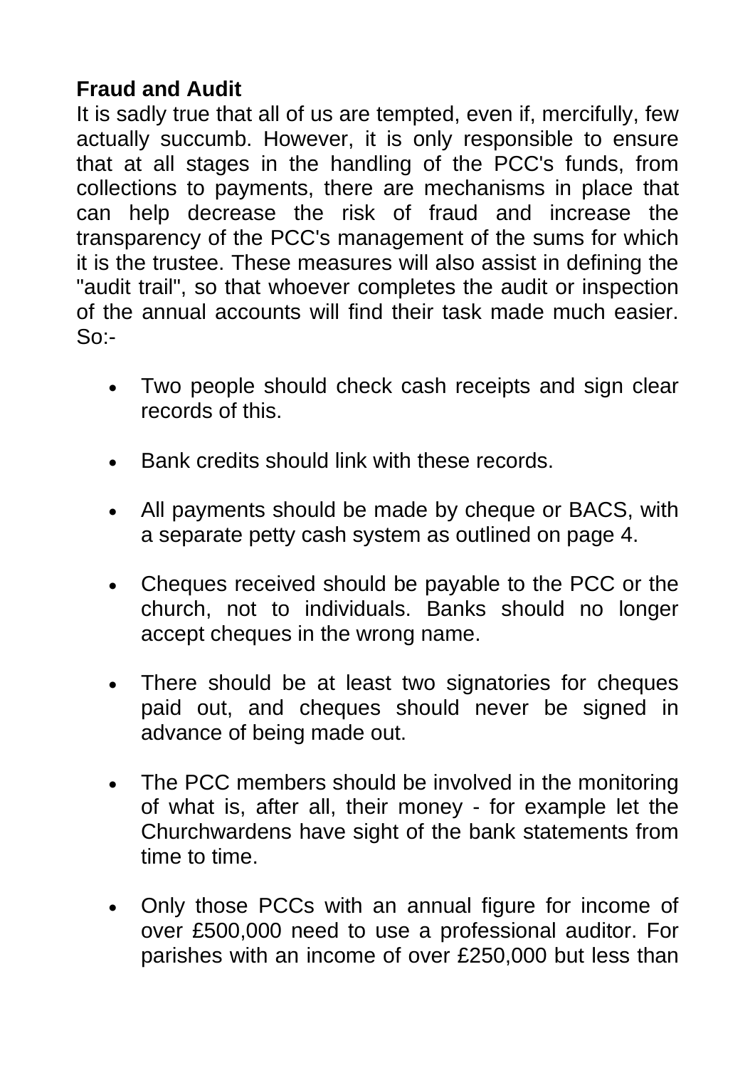**Fraud and Audit**

It is sadly true that all of us are tempted, even if, mercifully, few actually succumb. However, it is only responsible to ensure that at all stages in the handling of the PCC's funds, from collections to payments, there are mechanisms in place that can help decrease the risk of fraud and increase the transparency of the PCC's management of the sums for which it is the trustee. These measures will also assist in defining the "audit trail", so that whoever completes the audit or inspection of the annual accounts will find their task made much easier. So:-

- Two people should check cash receipts and sign clear records of this.
- Bank credits should link with these records.
- All payments should be made by cheque or BACS, with a separate petty cash system as outlined on page 4.
- Cheques received should be payable to the PCC or the church, not to individuals. Banks should no longer accept cheques in the wrong name.
- There should be at least two signatories for cheques paid out, and cheques should never be signed in advance of being made out.
- The PCC members should be involved in the monitoring of what is, after all, their money - for example let the Churchwardens have sight of the bank statements from time to time.
- Only those PCCs with an annual figure for income of over £500,000 need to use a professional auditor. For parishes with an income of over £250,000 but less than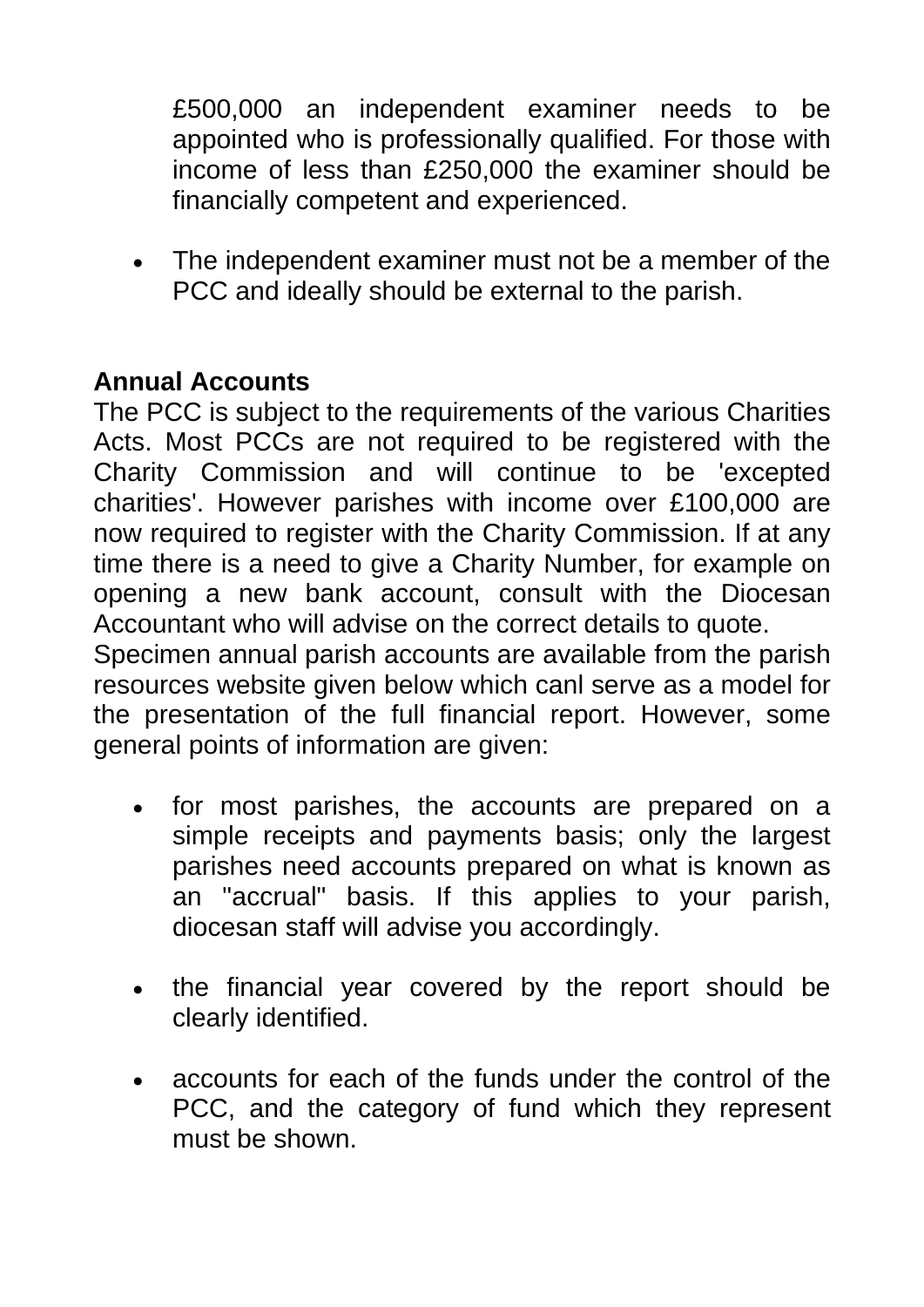£500,000 an independent examiner needs to be appointed who is professionally qualified. For those with income of less than £250,000 the examiner should be financially competent and experienced.

- The independent examiner must not be a member of the PCC and ideally should be external to the parish.

**Annual Accounts**

The PCC is subject to the requirements of the various Charities Acts. Most PCCs are not required to be registered with the Charity Commission and will continue to be 'excepted charities'. However parishes with income over £100,000 are now required to register with the Charity Commission. If at any time there is a need to give a Charity Number, for example on opening a new bank account, consult with the Diocesan Accountant who will advise on the correct details to quote.

Specimen annual parish accounts are available from the parish resources website given below which canl serve as a model for the presentation of the full financial report. However, some general points of information are given:

- for most parishes, the accounts are prepared on a simple receipts and payments basis; only the largest parishes need accounts prepared on what is known as an "accrual" basis. If this applies to your parish, diocesan staff will advise you accordingly.

- the financial year covered by the report should be clearly identified.

- accounts for each of the funds under the control of the PCC, and the category of fund which they represent must be shown.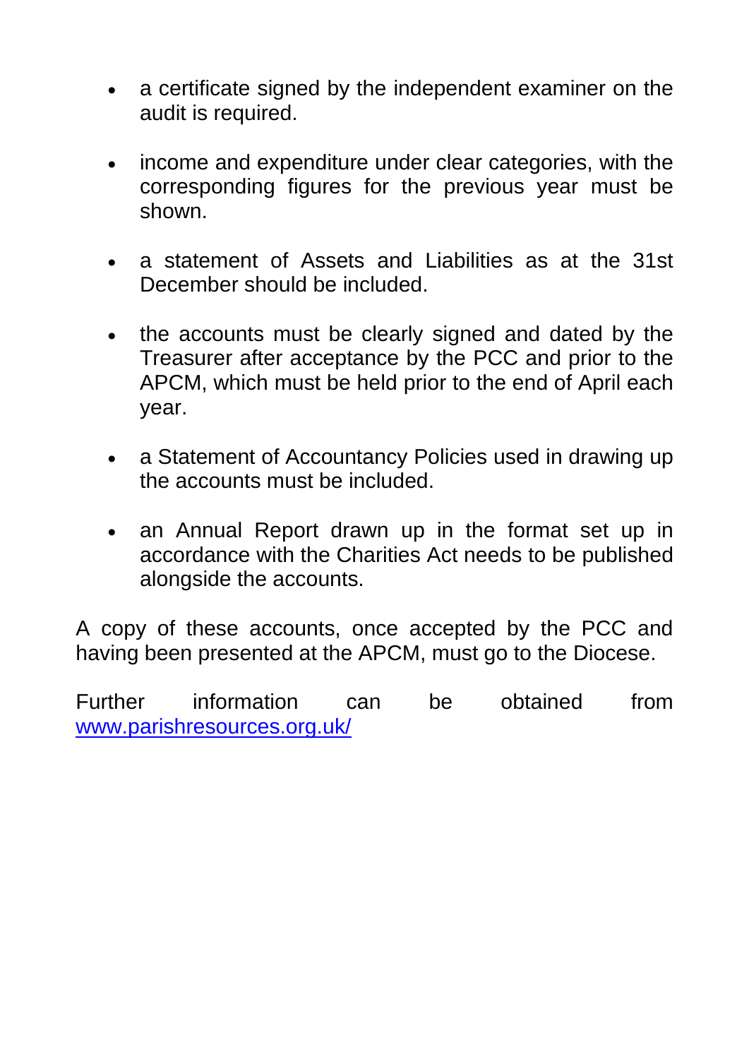- a certificate signed by the independent examiner on the audit is required.

- income and expenditure under clear categories, with the corresponding figures for the previous year must be shown.

- a statement of Assets and Liabilities as at the 31st December should be included.

- the accounts must be clearly signed and dated by the Treasurer after acceptance by the PCC and prior to the APCM, which must be held prior to the end of April each year.

- a Statement of Accountancy Policies used in drawing up the accounts must be included.

- an Annual Report drawn up in the format set up in accordance with the Charities Act needs to be published alongside the accounts.

A copy of these accounts, once accepted by the PCC and having been presented at the APCM, must go to the Diocese.

Further information can be obtained from [www.parishresources.org.uk/](http://www.parishresources.org.uk/)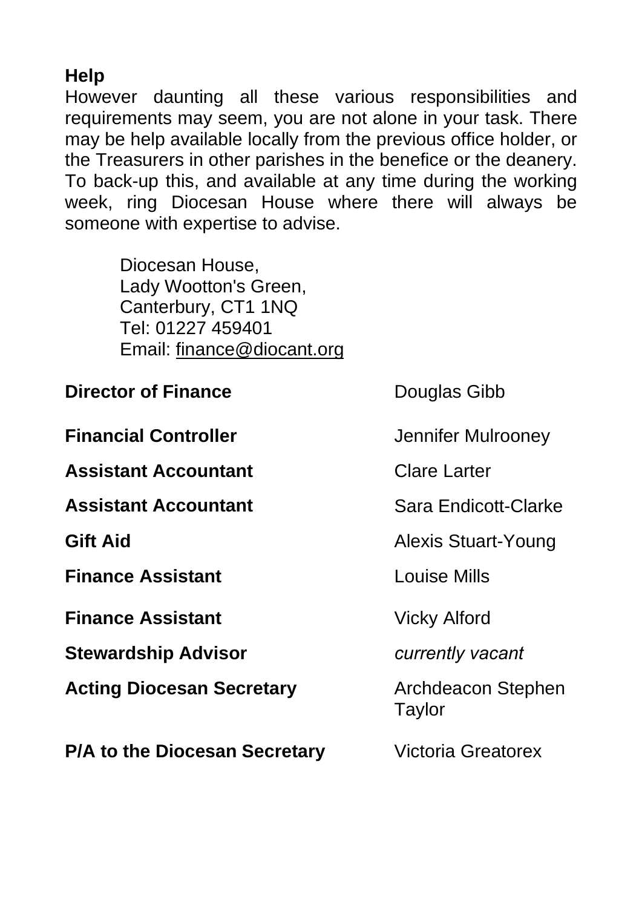## Help

However daunting all these various responsibilities and requirements may seem, you are not alone in your task. There may be help available locally from the previous office holder, or the Treasurers in other parishes in the benefice or the deanery. To back-up this, and available at any time during the working week, ring Diocesan House where there will always be someone with expertise to advise.

Diocesan House,
Lady Wootton's Green,
Canterbury, CT1 1NQ
Tel: 01227 459401
Email: finance@diocant.org

| | |
|---|---|
| **Director of Finance** | Douglas Gibb |
| **Financial Controller** | Jennifer Mulrooney |
| **Assistant Accountant** | Clare Larter |
| **Assistant Accountant** | Sara Endicott-Clarke |
| **Gift Aid** | Alexis Stuart-Young |
| **Finance Assistant** | Louise Mills |
| **Finance Assistant** | Vicky Alford |
| **Stewardship Advisor** | *currently vacant* |
| **Acting Diocesan Secretary** | Archdeacon Stephen Taylor |
| **P/A to the Diocesan Secretary** | Victoria Greatorex |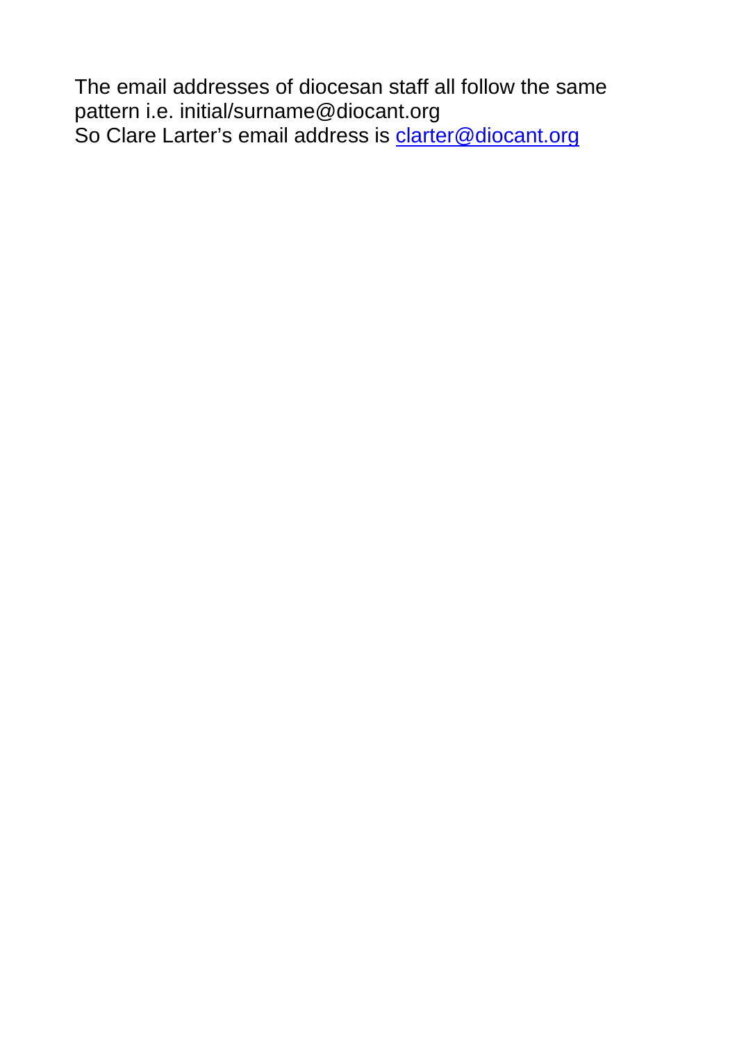The email addresses of diocesan staff all follow the same pattern i.e. initial/surname@diocant.org
So Clare Larter's email address is [clarter@diocant.org](mailto:clarter@diocant.org)